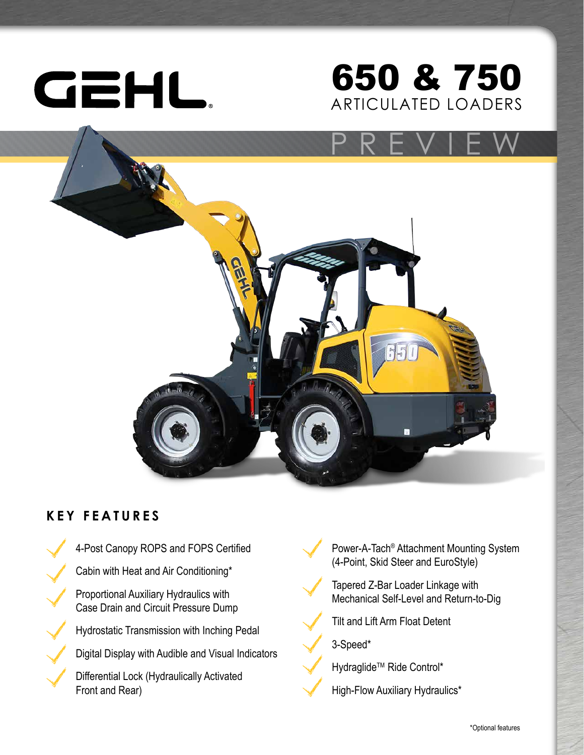# GEHL

## 650 & 750
ARTICULATED LOADERS

PREVIEW

### KEY FEATURES

- 4-Post Canopy ROPS and FOPS Certified
- Cabin with Heat and Air Conditioning*
- Proportional Auxiliary Hydraulics with Case Drain and Circuit Pressure Dump
- Hydrostatic Transmission with Inching Pedal
- Digital Display with Audible and Visual Indicators
- Differential Lock (Hydraulically Activated Front and Rear)
- Power-A-Tach® Attachment Mounting System (4-Point, Skid Steer and EuroStyle)
- Tapered Z-Bar Loader Linkage with Mechanical Self-Level and Return-to-Dig
- Tilt and Lift Arm Float Detent
- 3-Speed*
- Hydraglide™ Ride Control*
- High-Flow Auxiliary Hydraulics*

*Optional features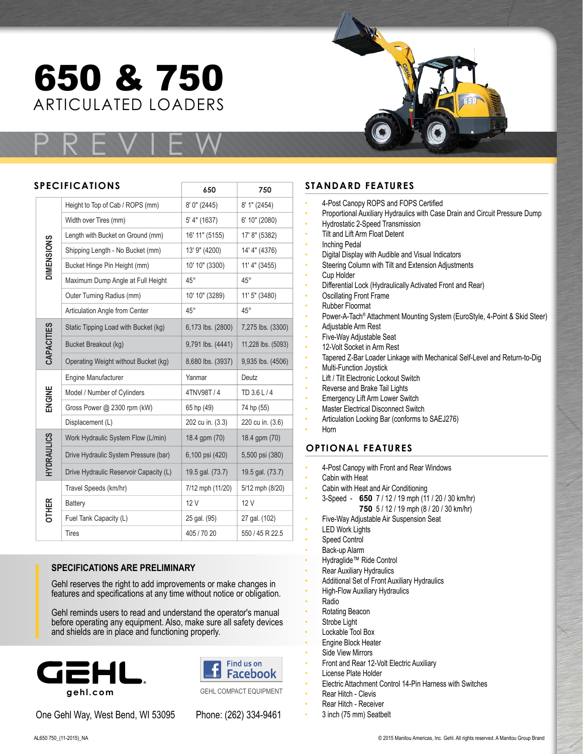# 650 & 750

## ARTICULATED LOADERS

PREVIEW

## SPECIFICATIONS

| | | 650 | 750 |
|---|---|---|---|
| DIMENSIONS | Height to Top of Cab / ROPS (mm) | 8' 0" (2445) | 8' 1" (2454) |
| | Width over Tires (mm) | 5' 4" (1637) | 6' 10" (2080) |
| | Length with Bucket on Ground (mm) | 16' 11" (5155) | 17' 8" (5382) |
| | Shipping Length - No Bucket (mm) | 13' 9" (4200) | 14' 4" (4376) |
| | Bucket Hinge Pin Height (mm) | 10' 10" (3300) | 11' 4" (3455) |
| | Maximum Dump Angle at Full Height | 45° | 45° |
| | Outer Turning Radius (mm) | 10' 10" (3289) | 11' 5" (3480) |
| | Articulation Angle from Center | 45° | 45° |
| CAPACITIES | Static Tipping Load with Bucket (kg) | 6,173 lbs. (2800) | 7,275 lbs. (3300) |
| | Bucket Breakout (kg) | 9,791 lbs. (4441) | 11,228 lbs. (5093) |
| | Operating Weight without Bucket (kg) | 8,680 lbs. (3937) | 9,935 lbs. (4506) |
| ENGINE | Engine Manufacturer | Yanmar | Deutz |
| | Model / Number of Cylinders | 4TNV98T / 4 | TD 3.6 L / 4 |
| | Gross Power @ 2300 rpm (kW) | 65 hp (49) | 74 hp (55) |
| | Displacement (L) | 202 cu in. (3.3) | 220 cu in. (3.6) |
| HYDRAULICS | Work Hydraulic System Flow (L/min) | 18.4 gpm (70) | 18.4 gpm (70) |
| | Drive Hydraulic System Pressure (bar) | 6,100 psi (420) | 5,500 psi (380) |
| | Drive Hydraulic Reservoir Capacity (L) | 19.5 gal. (73.7) | 19.5 gal. (73.7) |
| OTHER | Travel Speeds (km/hr) | 7/12 mph (11/20) | 5/12 mph (8/20) |
| | Battery | 12 V | 12 V |
| | Fuel Tank Capacity (L) | 25 gal. (95) | 27 gal. (102) |
| | Tires | 405 / 70 20 | 550 / 45 R 22.5 |

### SPECIFICATIONS ARE PRELIMINARY

Gehl reserves the right to add improvements or make changes in features and specifications at any time without notice or obligation.

Gehl reminds users to read and understand the operator's manual before operating any equipment. Also, make sure all safety devices and shields are in place and functioning properly.

## STANDARD FEATURES

- 4-Post Canopy ROPS and FOPS Certified
- Proportional Auxiliary Hydraulics with Case Drain and Circuit Pressure Dump
- Hydrostatic 2-Speed Transmission
- Tilt and Lift Arm Float Detent
- Inching Pedal
- Digital Display with Audible and Visual Indicators
- Steering Column with Tilt and Extension Adjustments
- Cup Holder
- Differential Lock (Hydraulically Activated Front and Rear)
- Oscillating Front Frame
- Rubber Floormat
- Power-A-Tach® Attachment Mounting System (EuroStyle, 4-Point & Skid Steer)
- Adjustable Arm Rest
- Five-Way Adjustable Seat
- 12-Volt Socket in Arm Rest
- Tapered Z-Bar Loader Linkage with Mechanical Self-Level and Return-to-Dig
- Multi-Function Joystick
- Lift / Tilt Electronic Lockout Switch
- Reverse and Brake Tail Lights
- Emergency Lift Arm Lower Switch
- Master Electrical Disconnect Switch
- Articulation Locking Bar (conforms to SAEJ276)
- Horn

## OPTIONAL FEATURES

- 4-Post Canopy with Front and Rear Windows
- Cabin with Heat
- Cabin with Heat and Air Conditioning
- 3-Speed - **650** 7 / 12 / 19 mph (11 / 20 / 30 km/hr)
  **750** 5 / 12 / 19 mph (8 / 20 / 30 km/hr)
- Five-Way Adjustable Air Suspension Seat
- LED Work Lights
- Speed Control
- Back-up Alarm
- Hydraglide™ Ride Control
- Rear Auxiliary Hydraulics
- Additional Set of Front Auxiliary Hydraulics
- High-Flow Auxiliary Hydraulics
- Radio
- Rotating Beacon
- Strobe Light
- Lockable Tool Box
- Engine Block Heater
- Side View Mirrors
- Front and Rear 12-Volt Electric Auxiliary
- License Plate Holder
- Electric Attachment Control 14-Pin Harness with Switches
- Rear Hitch - Clevis
- Rear Hitch - Receiver
- 3 inch (75 mm) Seatbelt

GEHL
gehl.com

Find us on Facebook
GEHL COMPACT EQUIPMENT

One Gehl Way, West Bend, WI 53095

Phone: (262) 334-9461

AL650 750_(11-2015)_NA

© 2015 Manitou Americas, Inc. Gehl. All rights reserved. A Manitou Group Brand